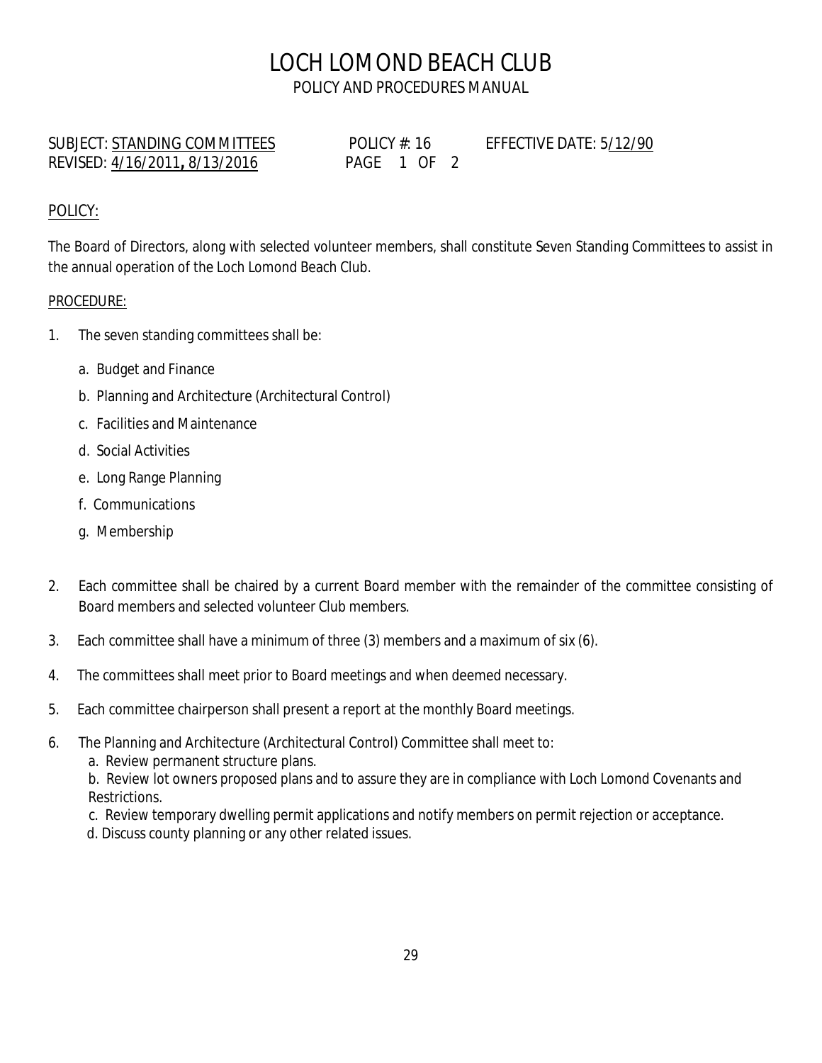# LOCH LOMOND BEACH CLUB

POLICY AND PROCEDURES MANUAL

SUBJECT: STANDING COMMITTEES POLICY #: 16 EFFECTIVE DATE: 5/12/90
REVISED: 4/16/2011, 8/13/2016 PAGE 1 OF 2

POLICY:

The Board of Directors, along with selected volunteer members, shall constitute Seven Standing Committees to assist in the annual operation of the Loch Lomond Beach Club.

PROCEDURE:

1. The seven standing committees shall be:
   a. Budget and Finance
   b. Planning and Architecture (Architectural Control)
   c. Facilities and Maintenance
   d. Social Activities
   e. Long Range Planning
   f. Communications
   g. Membership

2. Each committee shall be chaired by a current Board member with the remainder of the committee consisting of Board members and selected volunteer Club members.

3. Each committee shall have a minimum of three (3) members and a maximum of six (6).

4. The committees shall meet prior to Board meetings and when deemed necessary.

5. Each committee chairperson shall present a report at the monthly Board meetings.

6. The Planning and Architecture (Architectural Control) Committee shall meet to:
   a. Review permanent structure plans.
   b. Review lot owners proposed plans and to assure they are in compliance with Loch Lomond Covenants and Restrictions.
   c. Review temporary dwelling permit applications and notify members on permit rejection or acceptance.
   d. Discuss county planning or any other related issues.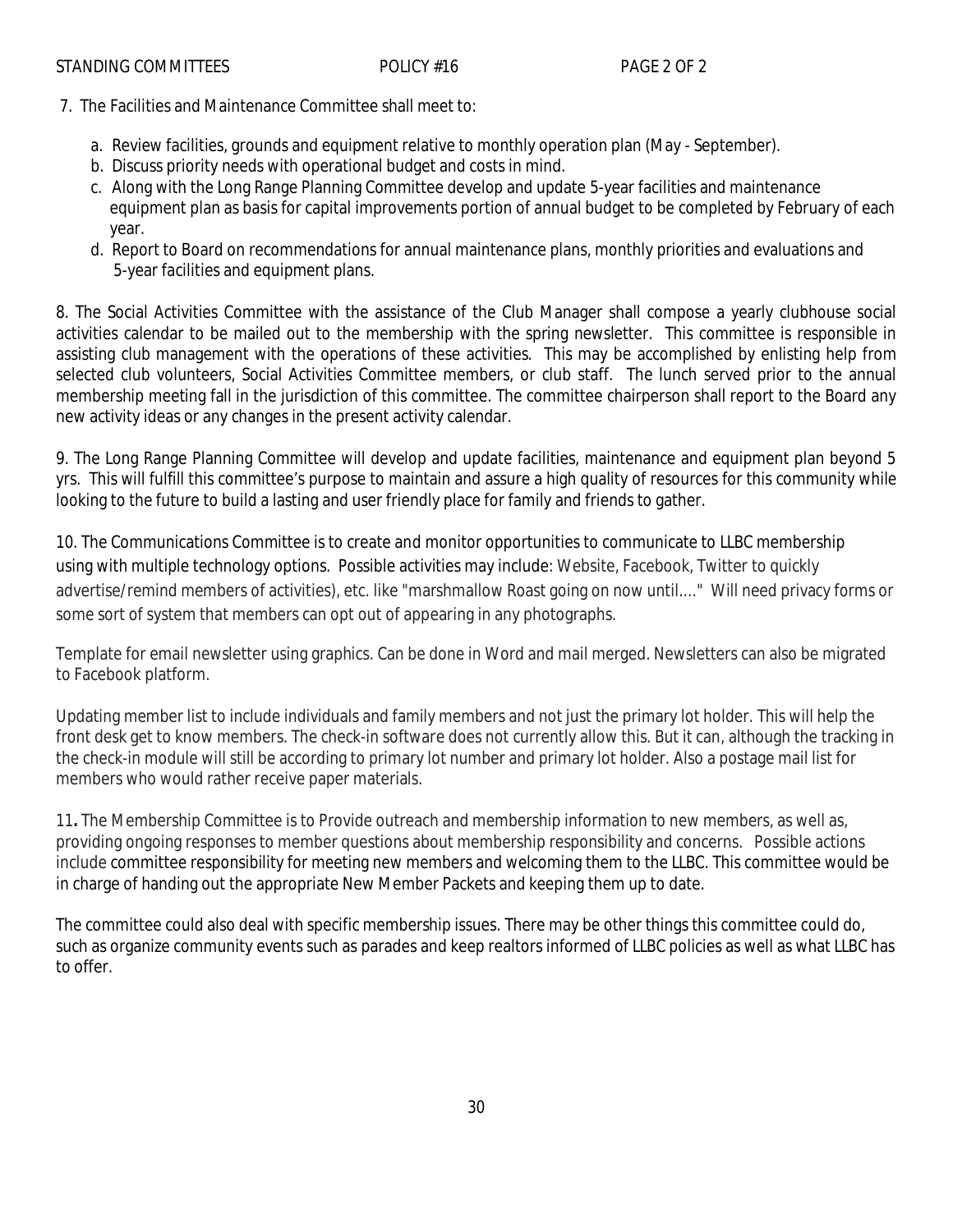7. The Facilities and Maintenance Committee shall meet to:

   a. Review facilities, grounds and equipment relative to monthly operation plan (May - September).
   b. Discuss priority needs with operational budget and costs in mind.
   c. Along with the Long Range Planning Committee develop and update 5-year facilities and maintenance equipment plan as basis for capital improvements portion of annual budget to be completed by February of each year.
   d. Report to Board on recommendations for annual maintenance plans, monthly priorities and evaluations and 5-year facilities and equipment plans.

8. The Social Activities Committee with the assistance of the Club Manager shall compose a yearly clubhouse social activities calendar to be mailed out to the membership with the spring newsletter. This committee is responsible in assisting club management with the operations of these activities. This may be accomplished by enlisting help from selected club volunteers, Social Activities Committee members, or club staff. The lunch served prior to the annual membership meeting fall in the jurisdiction of this committee. The committee chairperson shall report to the Board any new activity ideas or any changes in the present activity calendar.

9. The Long Range Planning Committee will develop and update facilities, maintenance and equipment plan beyond 5 yrs. This will fulfill this committee's purpose to maintain and assure a high quality of resources for this community while looking to the future to build a lasting and user friendly place for family and friends to gather.

10. The Communications Committee is to create and monitor opportunities to communicate to LLBC membership using with multiple technology options. Possible activities may include: Website, Facebook, Twitter to quickly advertise/remind members of activities), etc. like "marshmallow Roast going on now until...." Will need privacy forms or some sort of system that members can opt out of appearing in any photographs.

Template for email newsletter using graphics. Can be done in Word and mail merged. Newsletters can also be migrated to Facebook platform.

Updating member list to include individuals and family members and not just the primary lot holder. This will help the front desk get to know members. The check-in software does not currently allow this. But it can, although the tracking in the check-in module will still be according to primary lot number and primary lot holder. Also a postage mail list for members who would rather receive paper materials.

11**.** The Membership Committee is to Provide outreach and membership information to new members, as well as, providing ongoing responses to member questions about membership responsibility and concerns. Possible actions include committee responsibility for meeting new members and welcoming them to the LLBC. This committee would be in charge of handing out the appropriate New Member Packets and keeping them up to date.

The committee could also deal with specific membership issues. There may be other things this committee could do, such as organize community events such as parades and keep realtors informed of LLBC policies as well as what LLBC has to offer.